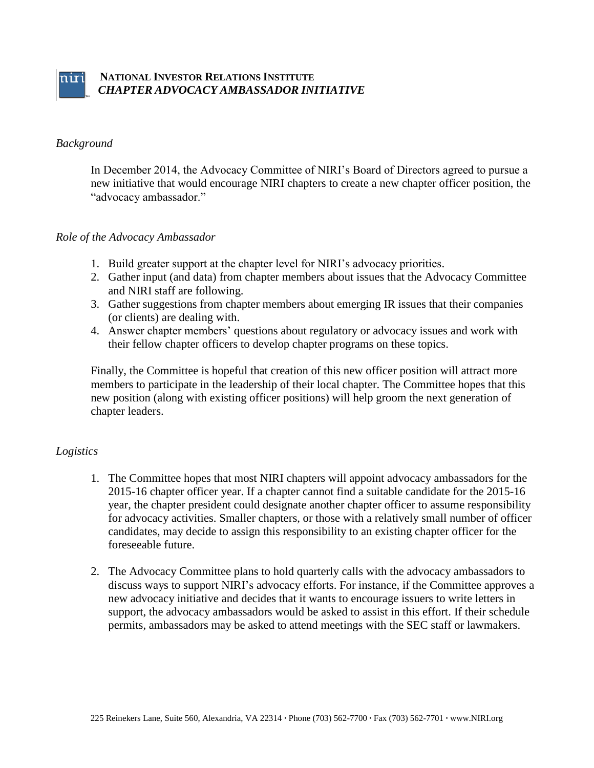# NATIONAL INVESTOR RELATIONS INSTITUTE

## *CHAPTER ADVOCACY AMBASSADOR INITIATIVE*

### *Background*

In December 2014, the Advocacy Committee of NIRI's Board of Directors agreed to pursue a new initiative that would encourage NIRI chapters to create a new chapter officer position, the "advocacy ambassador."

### *Role of the Advocacy Ambassador*

1. Build greater support at the chapter level for NIRI's advocacy priorities.
2. Gather input (and data) from chapter members about issues that the Advocacy Committee and NIRI staff are following.
3. Gather suggestions from chapter members about emerging IR issues that their companies (or clients) are dealing with.
4. Answer chapter members' questions about regulatory or advocacy issues and work with their fellow chapter officers to develop chapter programs on these topics.

Finally, the Committee is hopeful that creation of this new officer position will attract more members to participate in the leadership of their local chapter. The Committee hopes that this new position (along with existing officer positions) will help groom the next generation of chapter leaders.

### *Logistics*

1. The Committee hopes that most NIRI chapters will appoint advocacy ambassadors for the 2015-16 chapter officer year. If a chapter cannot find a suitable candidate for the 2015-16 year, the chapter president could designate another chapter officer to assume responsibility for advocacy activities. Smaller chapters, or those with a relatively small number of officer candidates, may decide to assign this responsibility to an existing chapter officer for the foreseeable future.

2. The Advocacy Committee plans to hold quarterly calls with the advocacy ambassadors to discuss ways to support NIRI's advocacy efforts. For instance, if the Committee approves a new advocacy initiative and decides that it wants to encourage issuers to write letters in support, the advocacy ambassadors would be asked to assist in this effort. If their schedule permits, ambassadors may be asked to attend meetings with the SEC staff or lawmakers.

225 Reinekers Lane, Suite 560, Alexandria, VA 22314 · Phone (703) 562-7700 · Fax (703) 562-7701 · www.NIRI.org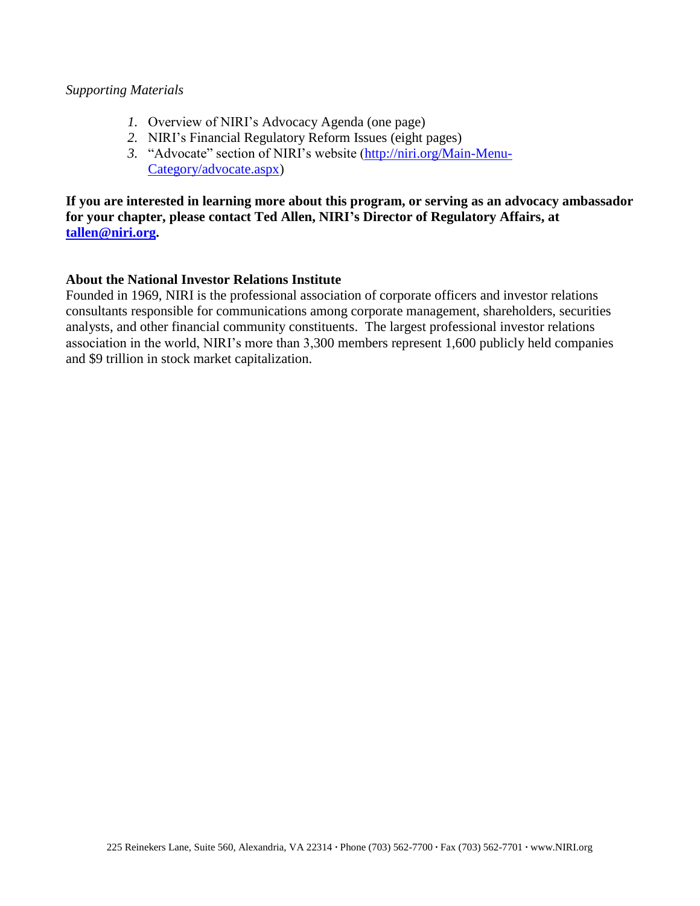*Supporting Materials*

1. Overview of NIRI's Advocacy Agenda (one page)
2. NIRI's Financial Regulatory Reform Issues (eight pages)
3. "Advocate" section of NIRI's website (http://niri.org/Main-Menu-Category/advocate.aspx)

**If you are interested in learning more about this program, or serving as an advocacy ambassador for your chapter, please contact Ted Allen, NIRI's Director of Regulatory Affairs, at tallen@niri.org.**

**About the National Investor Relations Institute**

Founded in 1969, NIRI is the professional association of corporate officers and investor relations consultants responsible for communications among corporate management, shareholders, securities analysts, and other financial community constituents. The largest professional investor relations association in the world, NIRI's more than 3,300 members represent 1,600 publicly held companies and $9 trillion in stock market capitalization.

225 Reinekers Lane, Suite 560, Alexandria, VA 22314 · Phone (703) 562-7700 · Fax (703) 562-7701 · www.NIRI.org